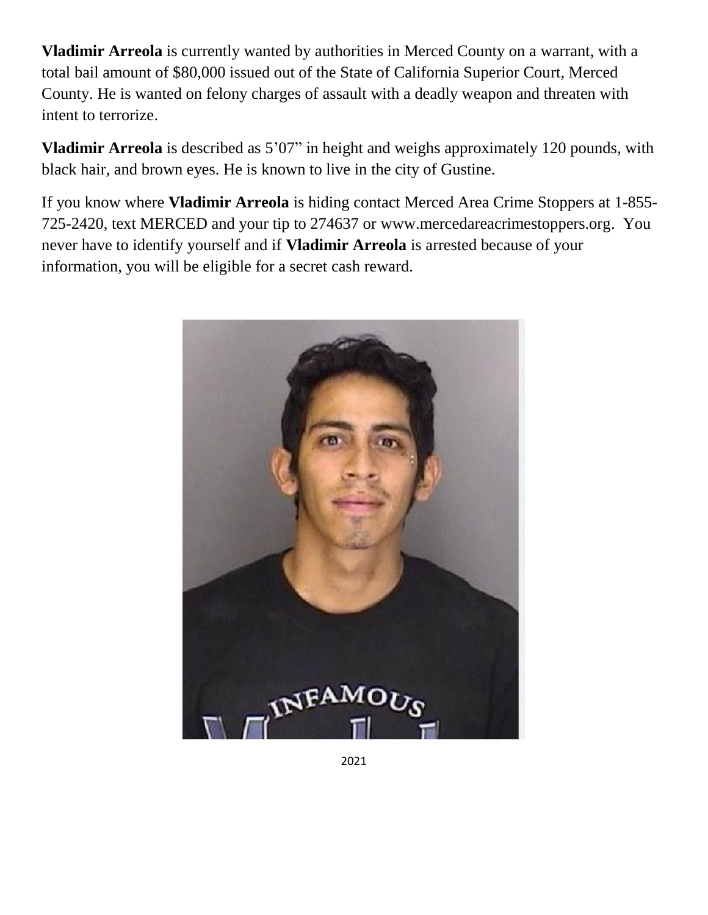**Vladimir Arreola** is currently wanted by authorities in Merced County on a warrant, with a total bail amount of $80,000 issued out of the State of California Superior Court, Merced County. He is wanted on felony charges of assault with a deadly weapon and threaten with intent to terrorize.

**Vladimir Arreola** is described as 5'07" in height and weighs approximately 120 pounds, with black hair, and brown eyes. He is known to live in the city of Gustine.

If you know where **Vladimir Arreola** is hiding contact Merced Area Crime Stoppers at 1-855-725-2420, text MERCED and your tip to 274637 or www.mercedareacrimestoppers.org. You never have to identify yourself and if **Vladimir Arreola** is arrested because of your information, you will be eligible for a secret cash reward.

2021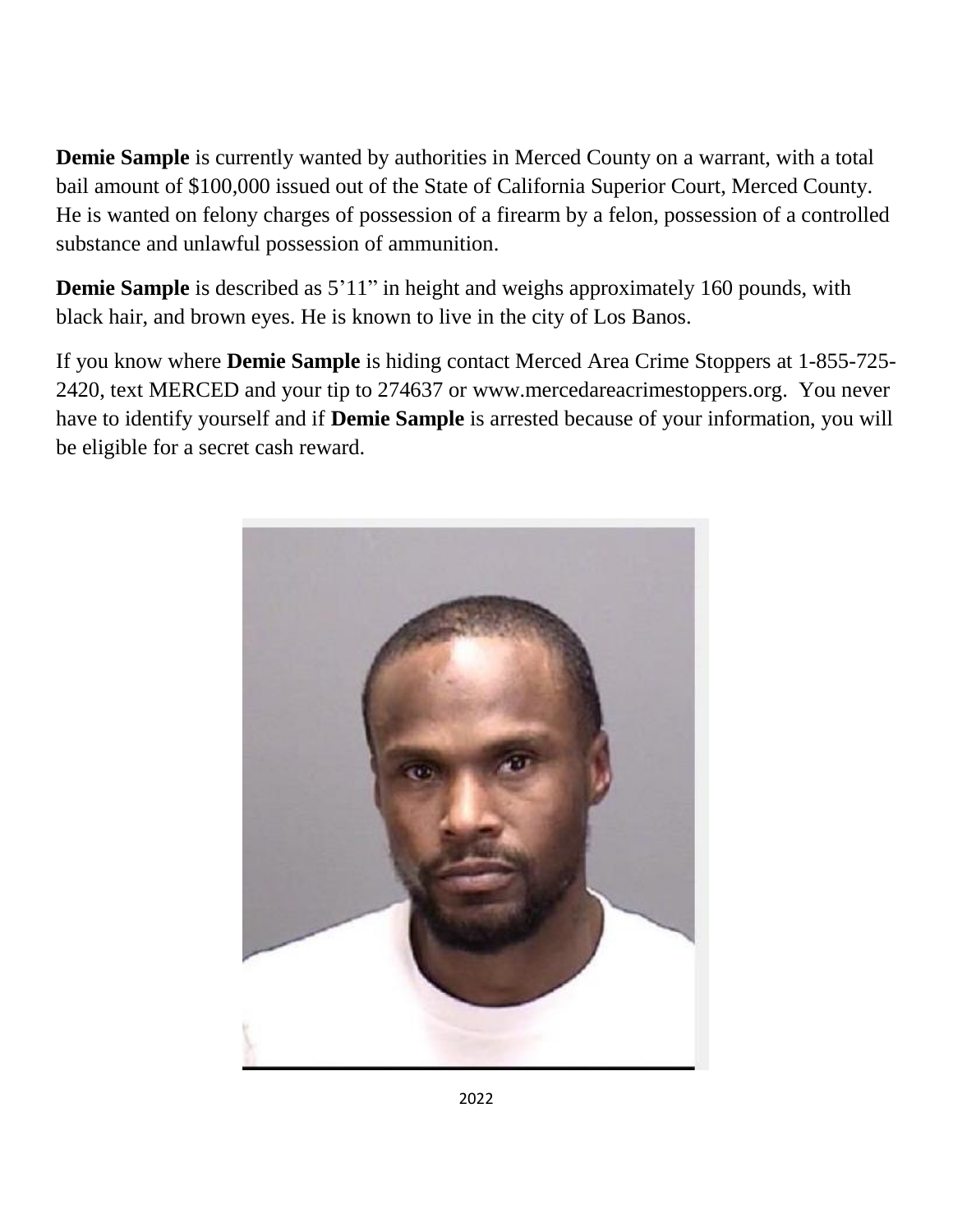**Demie Sample** is currently wanted by authorities in Merced County on a warrant, with a total bail amount of $100,000 issued out of the State of California Superior Court, Merced County. He is wanted on felony charges of possession of a firearm by a felon, possession of a controlled substance and unlawful possession of ammunition.

**Demie Sample** is described as 5'11" in height and weighs approximately 160 pounds, with black hair, and brown eyes. He is known to live in the city of Los Banos.

If you know where **Demie Sample** is hiding contact Merced Area Crime Stoppers at 1-855-725-2420, text MERCED and your tip to 274637 or www.mercedareacrimestoppers.org. You never have to identify yourself and if **Demie Sample** is arrested because of your information, you will be eligible for a secret cash reward.

2022